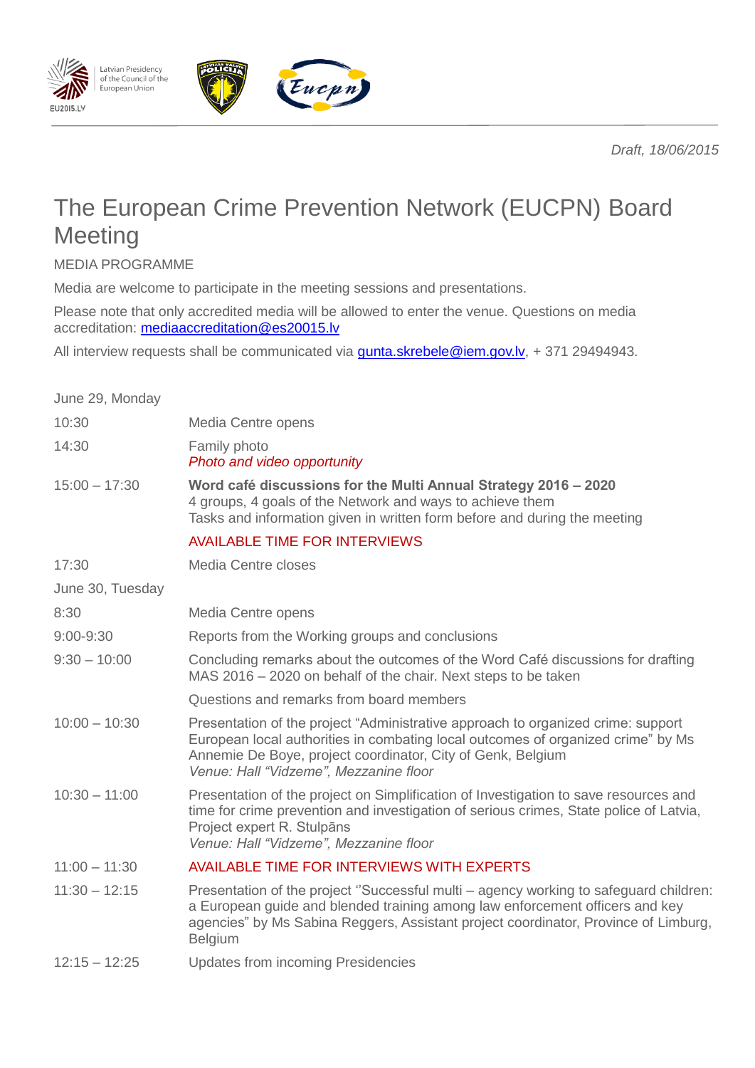*Draft, 18/06/2015*

# The European Crime Prevention Network (EUCPN) Board Meeting

MEDIA PROGRAMME

Media are welcome to participate in the meeting sessions and presentations.

Please note that only accredited media will be allowed to enter the venue. Questions on media accreditation: mediaaccreditation@es20015.lv

All interview requests shall be communicated via gunta.skrebele@iem.gov.lv, + 371 29494943.

| | |
|---|---|
| June 29, Monday | |
| 10:30 | Media Centre opens |
| 14:30 | Family photo<br>*Photo and video opportunity* |
| 15:00 – 17:30 | **Word café discussions for the Multi Annual Strategy 2016 – 2020**<br>4 groups, 4 goals of the Network and ways to achieve them<br>Tasks and information given in written form before and during the meeting |
| | AVAILABLE TIME FOR INTERVIEWS |
| 17:30 | Media Centre closes |
| June 30, Tuesday | |
| 8:30 | Media Centre opens |
| 9:00-9:30 | Reports from the Working groups and conclusions |
| 9:30 – 10:00 | Concluding remarks about the outcomes of the Word Café discussions for drafting MAS 2016 – 2020 on behalf of the chair. Next steps to be taken |
| | Questions and remarks from board members |
| 10:00 – 10:30 | Presentation of the project "Administrative approach to organized crime: support European local authorities in combating local outcomes of organized crime" by Ms Annemie De Boye, project coordinator, City of Genk, Belgium<br>*Venue: Hall "Vidzeme", Mezzanine floor* |
| 10:30 – 11:00 | Presentation of the project on Simplification of Investigation to save resources and time for crime prevention and investigation of serious crimes, State police of Latvia, Project expert R. Stulpāns<br>*Venue: Hall "Vidzeme", Mezzanine floor* |
| 11:00 – 11:30 | AVAILABLE TIME FOR INTERVIEWS WITH EXPERTS |
| 11:30 – 12:15 | Presentation of the project ''Successful multi – agency working to safeguard children: a European guide and blended training among law enforcement officers and key agencies" by Ms Sabina Reggers, Assistant project coordinator, Province of Limburg, Belgium |
| 12:15 – 12:25 | Updates from incoming Presidencies |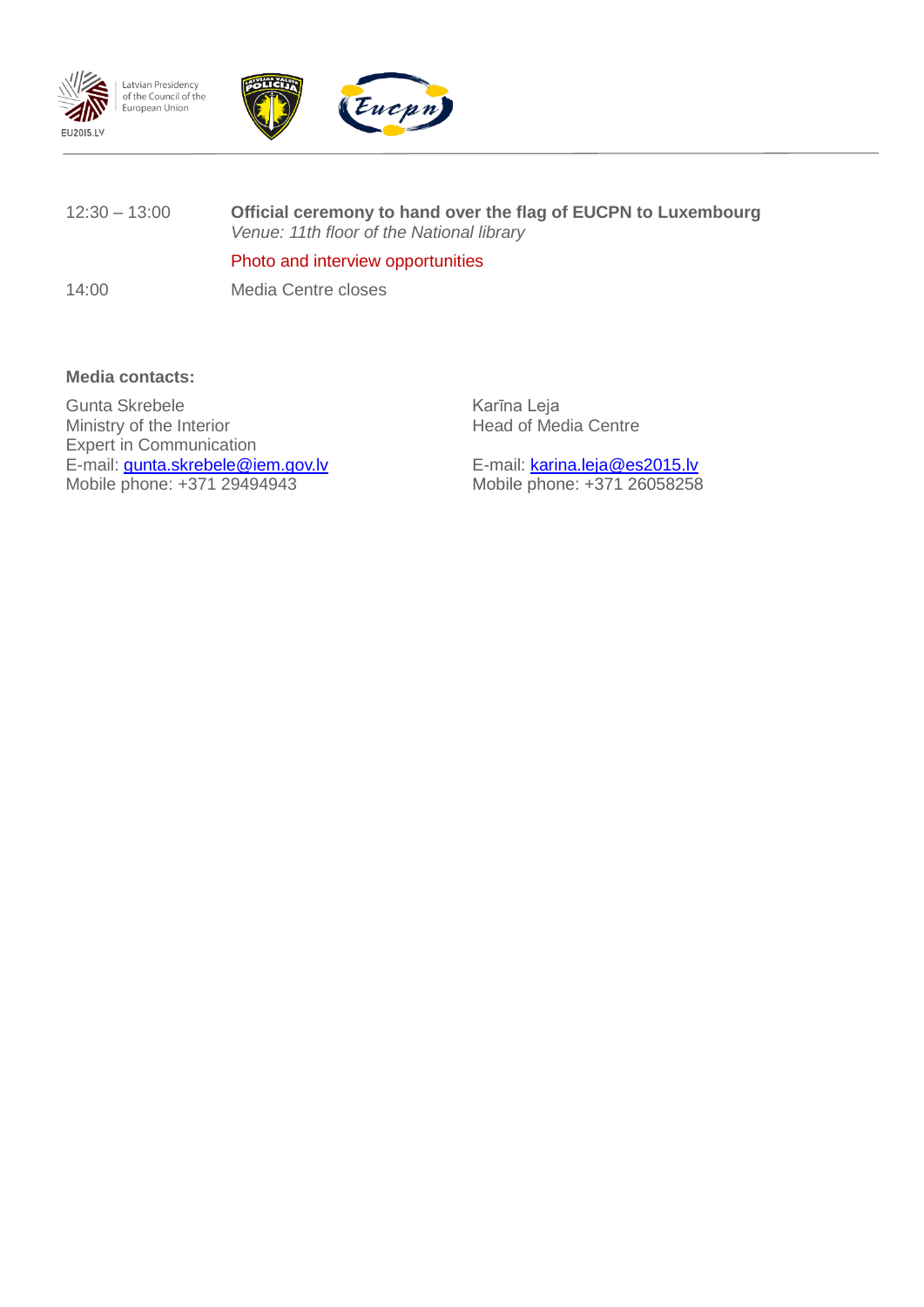| | |
|---|---|
| 12:30 – 13:00 | **Official ceremony to hand over the flag of EUCPN to Luxembourg**<br>*Venue: 11th floor of the National library* |
| | Photo and interview opportunities |
| 14:00 | Media Centre closes |

**Media contacts:**

Gunta Skrebele
Ministry of the Interior
Expert in Communication
E-mail: gunta.skrebele@iem.gov.lv
Mobile phone: +371 29494943

Karīna Leja
Head of Media Centre

E-mail: karina.leja@es2015.lv
Mobile phone: +371 26058258